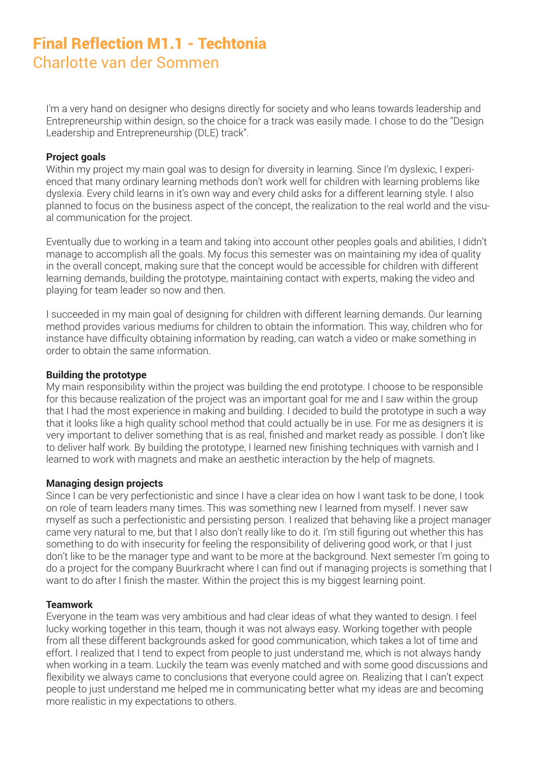# Final Reflection M1.1 - Techtonia
## Charlotte van der Sommen

I'm a very hand on designer who designs directly for society and who leans towards leadership and Entrepreneurship within design, so the choice for a track was easily made. I chose to do the "Design Leadership and Entrepreneurship (DLE) track".

**Project goals**

Within my project my main goal was to design for diversity in learning. Since I'm dyslexic, I experienced that many ordinary learning methods don't work well for children with learning problems like dyslexia. Every child learns in it's own way and every child asks for a different learning style. I also planned to focus on the business aspect of the concept, the realization to the real world and the visual communication for the project.

Eventually due to working in a team and taking into account other peoples goals and abilities, I didn't manage to accomplish all the goals. My focus this semester was on maintaining my idea of quality in the overall concept, making sure that the concept would be accessible for children with different learning demands, building the prototype, maintaining contact with experts, making the video and playing for team leader so now and then.

I succeeded in my main goal of designing for children with different learning demands. Our learning method provides various mediums for children to obtain the information. This way, children who for instance have difficulty obtaining information by reading, can watch a video or make something in order to obtain the same information.

**Building the prototype**

My main responsibility within the project was building the end prototype. I choose to be responsible for this because realization of the project was an important goal for me and I saw within the group that I had the most experience in making and building. I decided to build the prototype in such a way that it looks like a high quality school method that could actually be in use. For me as designers it is very important to deliver something that is as real, finished and market ready as possible. I don't like to deliver half work. By building the prototype, I learned new finishing techniques with varnish and I learned to work with magnets and make an aesthetic interaction by the help of magnets.

**Managing design projects**

Since I can be very perfectionistic and since I have a clear idea on how I want task to be done, I took on role of team leaders many times. This was something new I learned from myself. I never saw myself as such a perfectionistic and persisting person. I realized that behaving like a project manager came very natural to me, but that I also don't really like to do it. I'm still figuring out whether this has something to do with insecurity for feeling the responsibility of delivering good work, or that I just don't like to be the manager type and want to be more at the background. Next semester I'm going to do a project for the company Buurkracht where I can find out if managing projects is something that I want to do after I finish the master. Within the project this is my biggest learning point.

**Teamwork**

Everyone in the team was very ambitious and had clear ideas of what they wanted to design. I feel lucky working together in this team, though it was not always easy. Working together with people from all these different backgrounds asked for good communication, which takes a lot of time and effort. I realized that I tend to expect from people to just understand me, which is not always handy when working in a team. Luckily the team was evenly matched and with some good discussions and flexibility we always came to conclusions that everyone could agree on. Realizing that I can't expect people to just understand me helped me in communicating better what my ideas are and becoming more realistic in my expectations to others.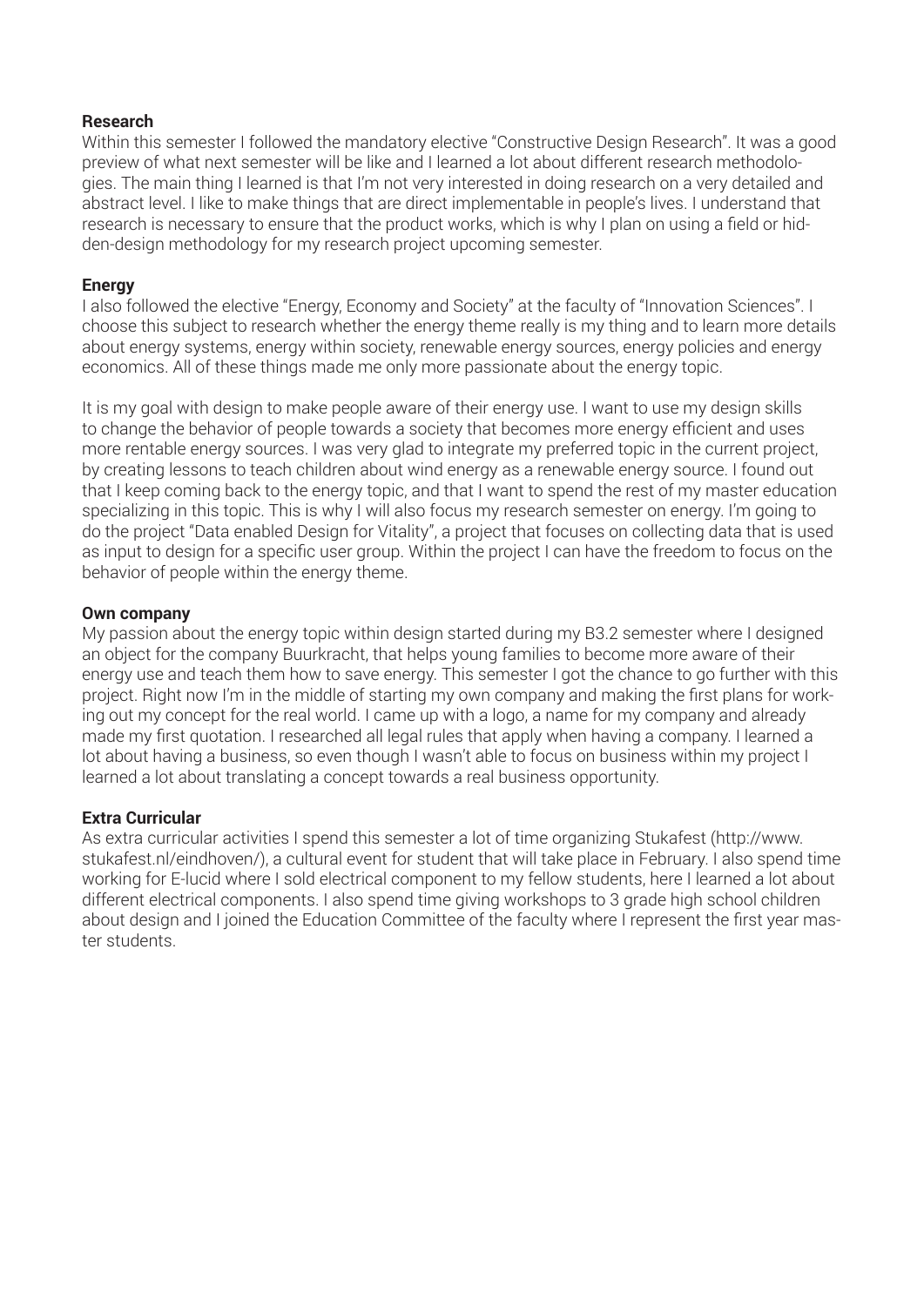**Research**

Within this semester I followed the mandatory elective "Constructive Design Research". It was a good preview of what next semester will be like and I learned a lot about different research methodologies. The main thing I learned is that I'm not very interested in doing research on a very detailed and abstract level. I like to make things that are direct implementable in people's lives. I understand that research is necessary to ensure that the product works, which is why I plan on using a field or hidden-design methodology for my research project upcoming semester.

**Energy**

I also followed the elective "Energy, Economy and Society" at the faculty of "Innovation Sciences". I choose this subject to research whether the energy theme really is my thing and to learn more details about energy systems, energy within society, renewable energy sources, energy policies and energy economics. All of these things made me only more passionate about the energy topic.

It is my goal with design to make people aware of their energy use. I want to use my design skills to change the behavior of people towards a society that becomes more energy efficient and uses more rentable energy sources. I was very glad to integrate my preferred topic in the current project, by creating lessons to teach children about wind energy as a renewable energy source. I found out that I keep coming back to the energy topic, and that I want to spend the rest of my master education specializing in this topic. This is why I will also focus my research semester on energy. I'm going to do the project "Data enabled Design for Vitality", a project that focuses on collecting data that is used as input to design for a specific user group. Within the project I can have the freedom to focus on the behavior of people within the energy theme.

**Own company**

My passion about the energy topic within design started during my B3.2 semester where I designed an object for the company Buurkracht, that helps young families to become more aware of their energy use and teach them how to save energy. This semester I got the chance to go further with this project. Right now I'm in the middle of starting my own company and making the first plans for working out my concept for the real world. I came up with a logo, a name for my company and already made my first quotation. I researched all legal rules that apply when having a company. I learned a lot about having a business, so even though I wasn't able to focus on business within my project I learned a lot about translating a concept towards a real business opportunity.

**Extra Curricular**

As extra curricular activities I spend this semester a lot of time organizing Stukafest (http://www.stukafest.nl/eindhoven/), a cultural event for student that will take place in February. I also spend time working for E-lucid where I sold electrical component to my fellow students, here I learned a lot about different electrical components. I also spend time giving workshops to 3 grade high school children about design and I joined the Education Committee of the faculty where I represent the first year master students.